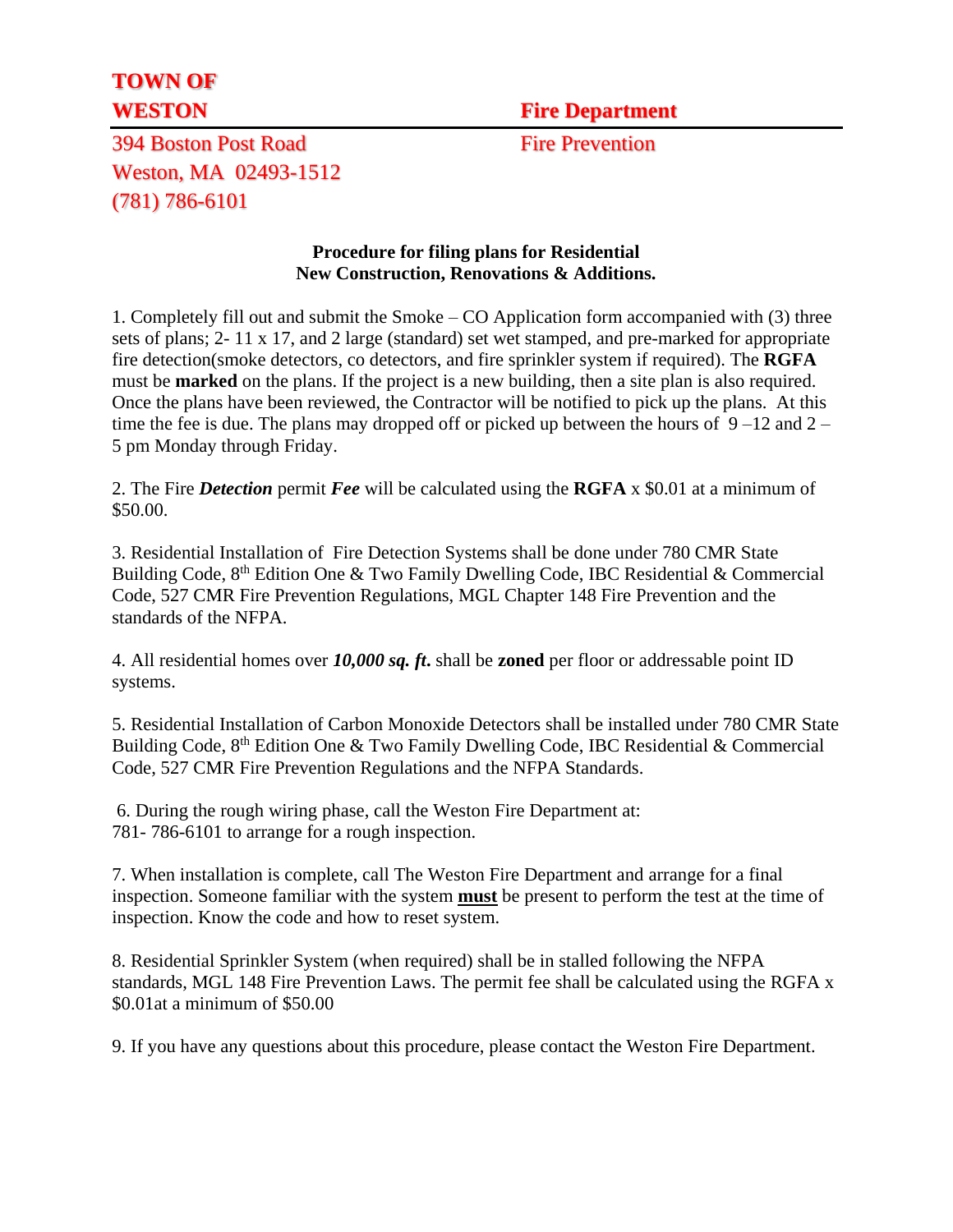**TOWN OF WESTON**

**Fire Department**

394 Boston Post Road
Weston, MA 02493-1512
(781) 786-6101

Fire Prevention

**Procedure for filing plans for Residential New Construction, Renovations & Additions.**

1. Completely fill out and submit the Smoke – CO Application form accompanied with (3) three sets of plans; 2- 11 x 17, and 2 large (standard) set wet stamped, and pre-marked for appropriate fire detection(smoke detectors, co detectors, and fire sprinkler system if required). The **RGFA** must be **marked** on the plans. If the project is a new building, then a site plan is also required. Once the plans have been reviewed, the Contractor will be notified to pick up the plans. At this time the fee is due. The plans may dropped off or picked up between the hours of 9 –12 and 2 – 5 pm Monday through Friday.

2. The Fire ***Detection*** permit ***Fee*** will be calculated using the **RGFA** x $0.01 at a minimum of $50.00.

3. Residential Installation of Fire Detection Systems shall be done under 780 CMR State Building Code, 8th Edition One & Two Family Dwelling Code, IBC Residential & Commercial Code, 527 CMR Fire Prevention Regulations, MGL Chapter 148 Fire Prevention and the standards of the NFPA.

4. All residential homes over ***10,000 sq. ft.*** shall be **zoned** per floor or addressable point ID systems.

5. Residential Installation of Carbon Monoxide Detectors shall be installed under 780 CMR State Building Code, 8th Edition One & Two Family Dwelling Code, IBC Residential & Commercial Code, 527 CMR Fire Prevention Regulations and the NFPA Standards.

6. During the rough wiring phase, call the Weston Fire Department at: 781- 786-6101 to arrange for a rough inspection.

7. When installation is complete, call The Weston Fire Department and arrange for a final inspection. Someone familiar with the system **<u>must</u>** be present to perform the test at the time of inspection. Know the code and how to reset system.

8. Residential Sprinkler System (when required) shall be in stalled following the NFPA standards, MGL 148 Fire Prevention Laws. The permit fee shall be calculated using the RGFA x $0.01at a minimum of $50.00

9. If you have any questions about this procedure, please contact the Weston Fire Department.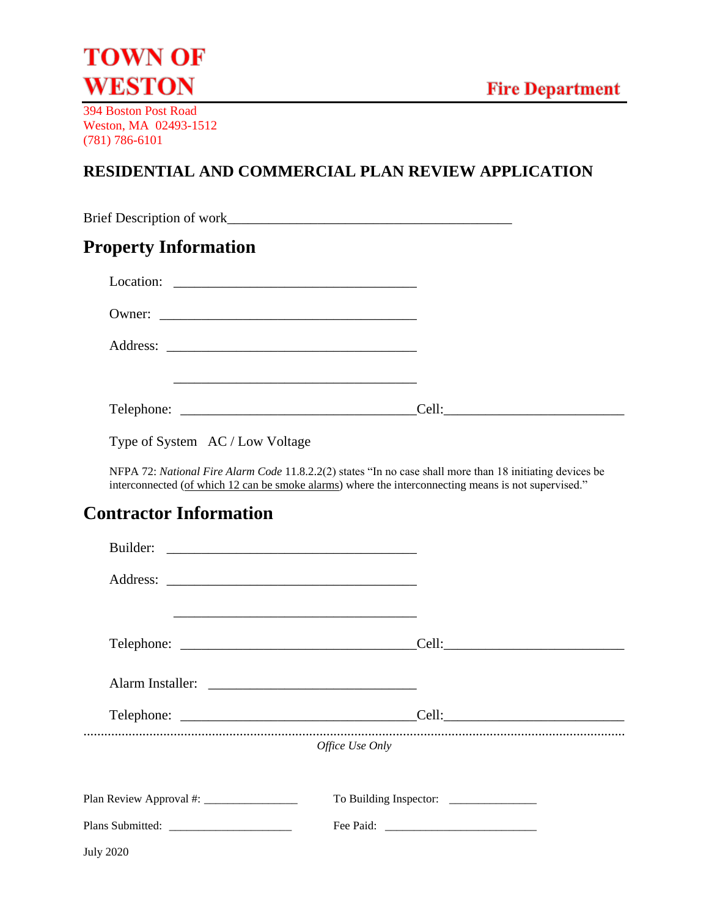# TOWN OF WESTON

**Fire Department**

394 Boston Post Road
Weston, MA 02493-1512
(781) 786-6101

## RESIDENTIAL AND COMMERCIAL PLAN REVIEW APPLICATION

Brief Description of work\_\_\_\_\_\_\_\_\_\_\_\_\_\_\_\_\_\_\_\_\_\_\_\_\_\_\_\_\_\_\_\_\_\_\_\_\_\_\_\_\_\_

## Property Information

Location: \_\_\_\_\_\_\_\_\_\_\_\_\_\_\_\_\_\_\_\_\_\_\_\_\_\_\_\_\_\_\_\_\_\_\_

Owner: \_\_\_\_\_\_\_\_\_\_\_\_\_\_\_\_\_\_\_\_\_\_\_\_\_\_\_\_\_\_\_\_\_\_\_\_\_

Address: \_\_\_\_\_\_\_\_\_\_\_\_\_\_\_\_\_\_\_\_\_\_\_\_\_\_\_\_\_\_\_\_\_\_\_\_

\_\_\_\_\_\_\_\_\_\_\_\_\_\_\_\_\_\_\_\_\_\_\_\_\_\_\_\_\_\_\_\_\_\_\_\_

Telephone: \_\_\_\_\_\_\_\_\_\_\_\_\_\_\_\_\_\_\_\_\_\_\_\_\_\_\_\_\_\_\_\_\_\_Cell:\_\_\_\_\_\_\_\_\_\_\_\_\_\_\_\_\_\_\_\_\_\_\_\_\_\_

Type of System AC / Low Voltage

NFPA 72: *National Fire Alarm Code* 11.8.2.2(2) states "In no case shall more than 18 initiating devices be interconnected (of which 12 can be smoke alarms) where the interconnecting means is not supervised."

## Contractor Information

Builder: \_\_\_\_\_\_\_\_\_\_\_\_\_\_\_\_\_\_\_\_\_\_\_\_\_\_\_\_\_\_\_\_\_\_\_\_

Address: \_\_\_\_\_\_\_\_\_\_\_\_\_\_\_\_\_\_\_\_\_\_\_\_\_\_\_\_\_\_\_\_\_\_\_\_

\_\_\_\_\_\_\_\_\_\_\_\_\_\_\_\_\_\_\_\_\_\_\_\_\_\_\_\_\_\_\_\_\_\_\_\_

Telephone: \_\_\_\_\_\_\_\_\_\_\_\_\_\_\_\_\_\_\_\_\_\_\_\_\_\_\_\_\_\_\_\_\_\_Cell:\_\_\_\_\_\_\_\_\_\_\_\_\_\_\_\_\_\_\_\_\_\_\_\_\_\_

Alarm Installer: \_\_\_\_\_\_\_\_\_\_\_\_\_\_\_\_\_\_\_\_\_\_\_\_\_\_\_\_\_\_

Telephone: \_\_\_\_\_\_\_\_\_\_\_\_\_\_\_\_\_\_\_\_\_\_\_\_\_\_\_\_\_\_\_\_\_\_Cell:\_\_\_\_\_\_\_\_\_\_\_\_\_\_\_\_\_\_\_\_\_\_\_\_\_\_

*Office Use Only*

Plan Review Approval #: \_\_\_\_\_\_\_\_\_\_\_\_\_\_\_\_ To Building Inspector: \_\_\_\_\_\_\_\_\_\_\_\_\_\_\_

Plans Submitted: \_\_\_\_\_\_\_\_\_\_\_\_\_\_\_\_\_\_\_\_\_ Fee Paid: \_\_\_\_\_\_\_\_\_\_\_\_\_\_\_\_\_\_\_\_\_\_\_\_\_\_

July 2020